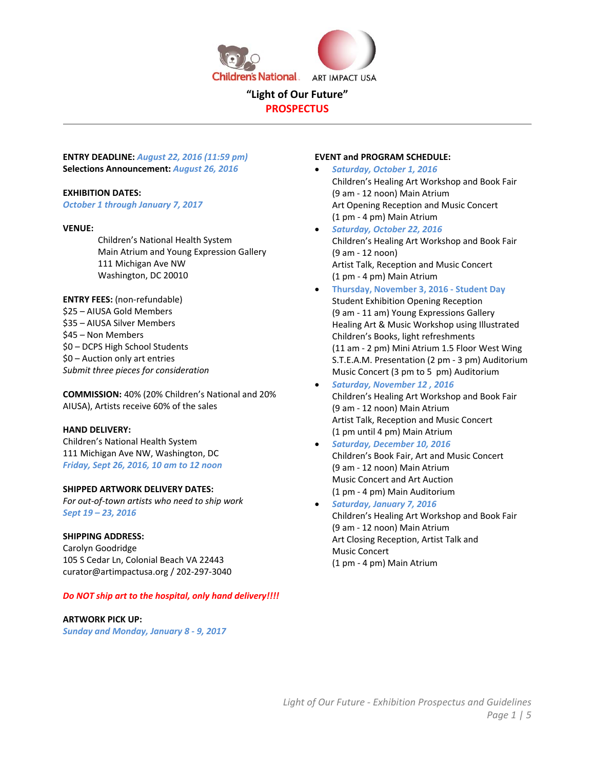Children's National | ART IMPACT USA

# "Light of Our Future"

## PROSPECTUS

**ENTRY DEADLINE:** ***August 22, 2016 (11:59 pm)***
**Selections Announcement:** ***August 26, 2016***

**EXHIBITION DATES:**
***October 1 through January 7, 2017***

**VENUE:**
Children's National Health System
Main Atrium and Young Expression Gallery
111 Michigan Ave NW
Washington, DC 20010

**ENTRY FEES:** (non-refundable)
$25 – AIUSA Gold Members
$35 – AIUSA Silver Members
$45 – Non Members
$0 – DCPS High School Students
$0 – Auction only art entries
*Submit three pieces for consideration*

**COMMISSION:** 40% (20% Children's National and 20% AIUSA), Artists receive 60% of the sales

**HAND DELIVERY:**
Children's National Health System
111 Michigan Ave NW, Washington, DC
***Friday, Sept 26, 2016, 10 am to 12 noon***

**SHIPPED ARTWORK DELIVERY DATES:**
*For out-of-town artists who need to ship work*
***Sept 19 – 23, 2016***

**SHIPPING ADDRESS:**
Carolyn Goodridge
105 S Cedar Ln, Colonial Beach VA 22443
curator@artimpactusa.org / 202-297-3040

***Do NOT ship art to the hospital, only hand delivery!!!!***

**ARTWORK PICK UP:**
***Sunday and Monday, January 8 - 9, 2017***

**EVENT and PROGRAM SCHEDULE:**

- ***Saturday, October 1, 2016***
  Children's Healing Art Workshop and Book Fair
  (9 am - 12 noon) Main Atrium
  Art Opening Reception and Music Concert
  (1 pm - 4 pm) Main Atrium
- ***Saturday, October 22, 2016***
  Children's Healing Art Workshop and Book Fair
  (9 am - 12 noon)
  Artist Talk, Reception and Music Concert
  (1 pm - 4 pm) Main Atrium
- **Thursday, November 3, 2016 - Student Day**
  Student Exhibition Opening Reception
  (9 am - 11 am) Young Expressions Gallery
  Healing Art & Music Workshop using Illustrated Children's Books, light refreshments
  (11 am - 2 pm) Mini Atrium 1.5 Floor West Wing
  S.T.E.A.M. Presentation (2 pm - 3 pm) Auditorium
  Music Concert (3 pm to 5 pm) Auditorium
- ***Saturday, November 12 , 2016***
  Children's Healing Art Workshop and Book Fair
  (9 am - 12 noon) Main Atrium
  Artist Talk, Reception and Music Concert
  (1 pm until 4 pm) Main Atrium
- ***Saturday, December 10, 2016***
  Children's Book Fair, Art and Music Concert
  (9 am - 12 noon) Main Atrium
  Music Concert and Art Auction
  (1 pm - 4 pm) Main Auditorium
- ***Saturday, January 7, 2016***
  Children's Healing Art Workshop and Book Fair
  (9 am - 12 noon) Main Atrium
  Art Closing Reception, Artist Talk and Music Concert
  (1 pm - 4 pm) Main Atrium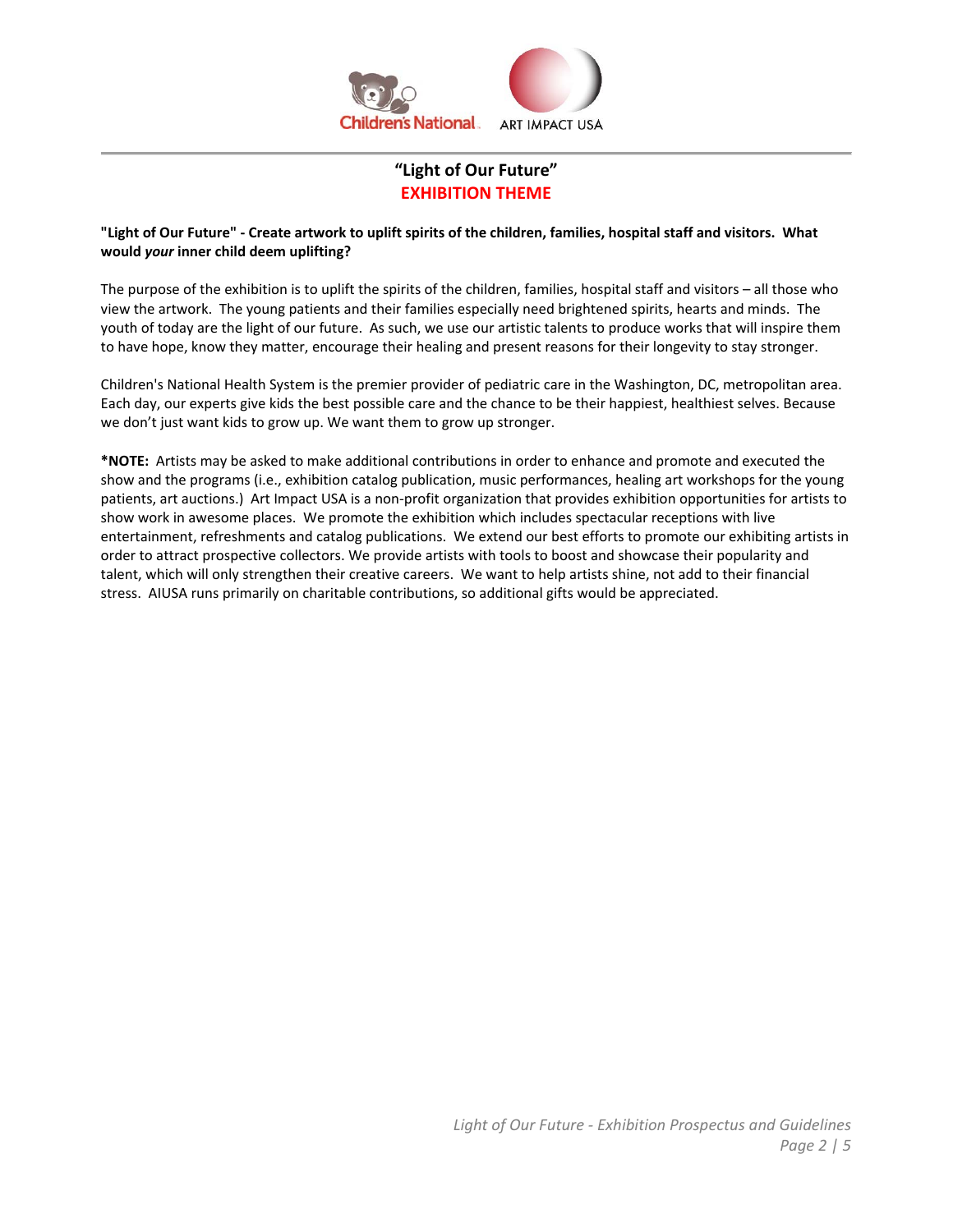# "Light of Our Future"

## EXHIBITION THEME

**"Light of Our Future" - Create artwork to uplift spirits of the children, families, hospital staff and visitors. What would *your* inner child deem uplifting?**

The purpose of the exhibition is to uplift the spirits of the children, families, hospital staff and visitors – all those who view the artwork. The young patients and their families especially need brightened spirits, hearts and minds. The youth of today are the light of our future. As such, we use our artistic talents to produce works that will inspire them to have hope, know they matter, encourage their healing and present reasons for their longevity to stay stronger.

Children's National Health System is the premier provider of pediatric care in the Washington, DC, metropolitan area. Each day, our experts give kids the best possible care and the chance to be their happiest, healthiest selves. Because we don't just want kids to grow up. We want them to grow up stronger.

***NOTE:** Artists may be asked to make additional contributions in order to enhance and promote and executed the show and the programs (i.e., exhibition catalog publication, music performances, healing art workshops for the young patients, art auctions.) Art Impact USA is a non-profit organization that provides exhibition opportunities for artists to show work in awesome places. We promote the exhibition which includes spectacular receptions with live entertainment, refreshments and catalog publications. We extend our best efforts to promote our exhibiting artists in order to attract prospective collectors. We provide artists with tools to boost and showcase their popularity and talent, which will only strengthen their creative careers. We want to help artists shine, not add to their financial stress. AIUSA runs primarily on charitable contributions, so additional gifts would be appreciated.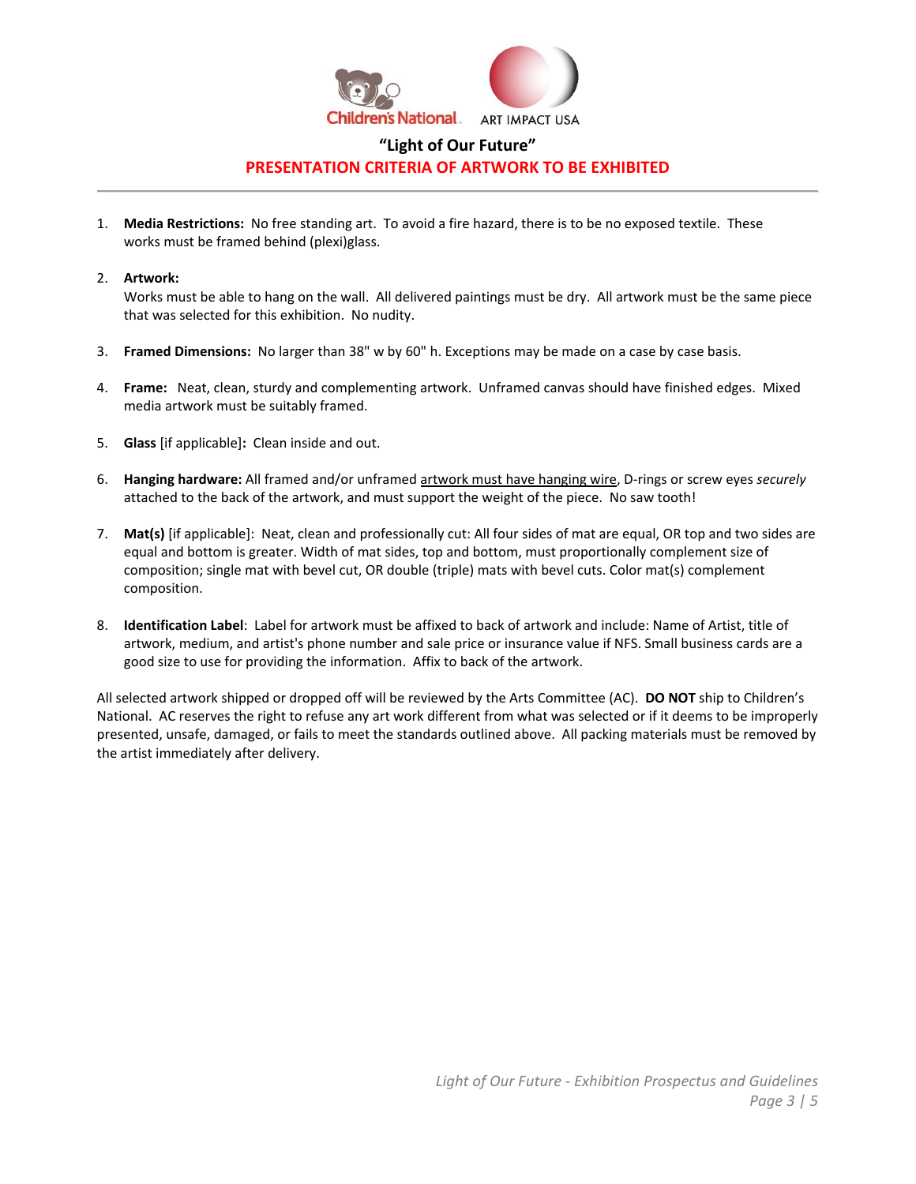# "Light of Our Future"

## PRESENTATION CRITERIA OF ARTWORK TO BE EXHIBITED

---

1. **Media Restrictions:** No free standing art. To avoid a fire hazard, there is to be no exposed textile. These works must be framed behind (plexi)glass.

2. **Artwork:**
   Works must be able to hang on the wall. All delivered paintings must be dry. All artwork must be the same piece that was selected for this exhibition. No nudity.

3. **Framed Dimensions:** No larger than 38" w by 60" h. Exceptions may be made on a case by case basis.

4. **Frame:** Neat, clean, sturdy and complementing artwork. Unframed canvas should have finished edges. Mixed media artwork must be suitably framed.

5. **Glass** [if applicable]**:** Clean inside and out.

6. **Hanging hardware:** All framed and/or unframed <u>artwork must have hanging wire</u>, D-rings or screw eyes *securely* attached to the back of the artwork, and must support the weight of the piece. No saw tooth!

7. **Mat(s)** [if applicable]: Neat, clean and professionally cut: All four sides of mat are equal, OR top and two sides are equal and bottom is greater. Width of mat sides, top and bottom, must proportionally complement size of composition; single mat with bevel cut, OR double (triple) mats with bevel cuts. Color mat(s) complement composition.

8. **Identification Label**: Label for artwork must be affixed to back of artwork and include: Name of Artist, title of artwork, medium, and artist's phone number and sale price or insurance value if NFS. Small business cards are a good size to use for providing the information. Affix to back of the artwork.

All selected artwork shipped or dropped off will be reviewed by the Arts Committee (AC). **DO NOT** ship to Children's National. AC reserves the right to refuse any art work different from what was selected or if it deems to be improperly presented, unsafe, damaged, or fails to meet the standards outlined above. All packing materials must be removed by the artist immediately after delivery.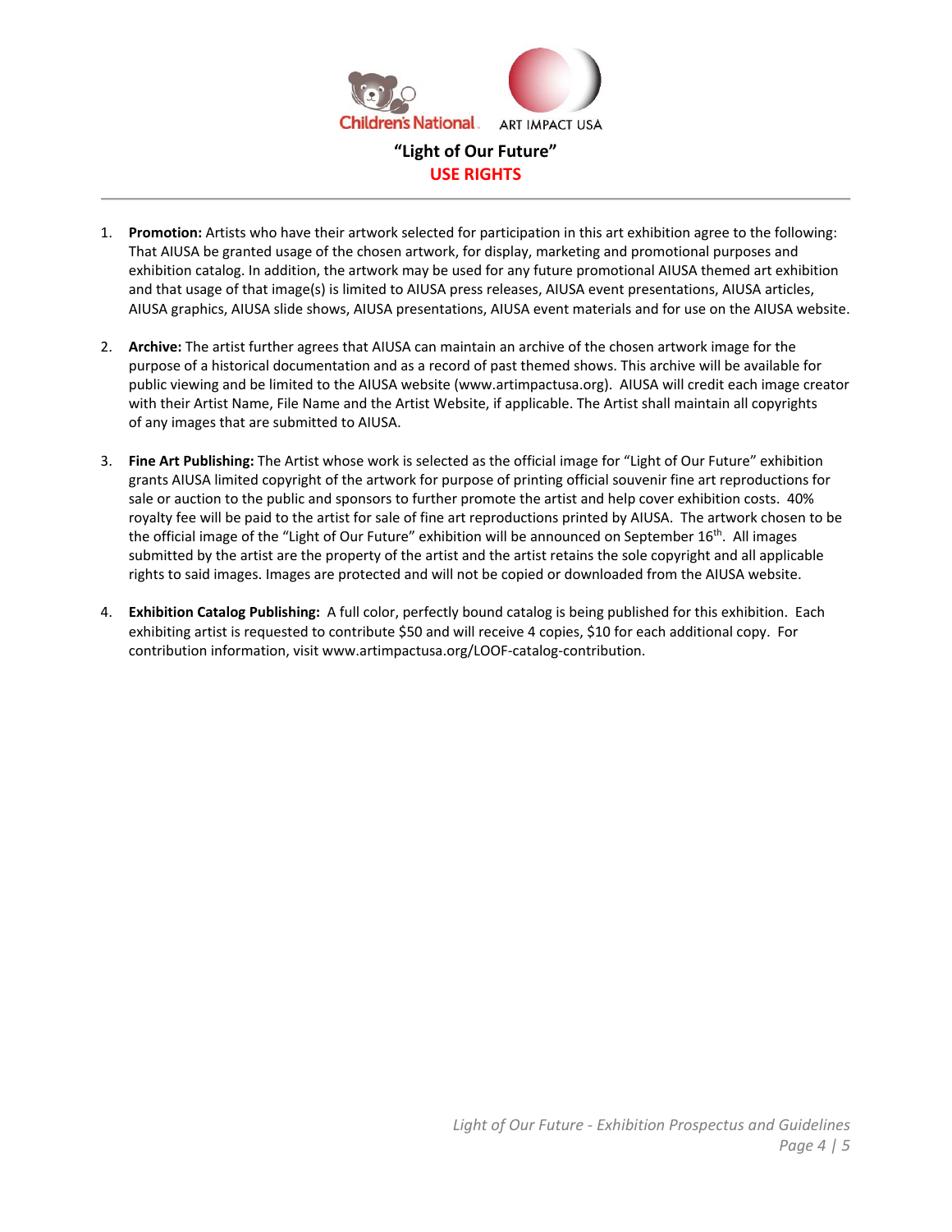Children's National ART IMPACT USA

# "Light of Our Future"

## USE RIGHTS

1. **Promotion:** Artists who have their artwork selected for participation in this art exhibition agree to the following: That AIUSA be granted usage of the chosen artwork, for display, marketing and promotional purposes and exhibition catalog. In addition, the artwork may be used for any future promotional AIUSA themed art exhibition and that usage of that image(s) is limited to AIUSA press releases, AIUSA event presentations, AIUSA articles, AIUSA graphics, AIUSA slide shows, AIUSA presentations, AIUSA event materials and for use on the AIUSA website.

2. **Archive:** The artist further agrees that AIUSA can maintain an archive of the chosen artwork image for the purpose of a historical documentation and as a record of past themed shows. This archive will be available for public viewing and be limited to the AIUSA website (www.artimpactusa.org). AIUSA will credit each image creator with their Artist Name, File Name and the Artist Website, if applicable. The Artist shall maintain all copyrights of any images that are submitted to AIUSA.

3. **Fine Art Publishing:** The Artist whose work is selected as the official image for "Light of Our Future" exhibition grants AIUSA limited copyright of the artwork for purpose of printing official souvenir fine art reproductions for sale or auction to the public and sponsors to further promote the artist and help cover exhibition costs. 40% royalty fee will be paid to the artist for sale of fine art reproductions printed by AIUSA. The artwork chosen to be the official image of the "Light of Our Future" exhibition will be announced on September 16th. All images submitted by the artist are the property of the artist and the artist retains the sole copyright and all applicable rights to said images. Images are protected and will not be copied or downloaded from the AIUSA website.

4. **Exhibition Catalog Publishing:** A full color, perfectly bound catalog is being published for this exhibition. Each exhibiting artist is requested to contribute $50 and will receive 4 copies, $10 for each additional copy. For contribution information, visit www.artimpactusa.org/LOOF-catalog-contribution.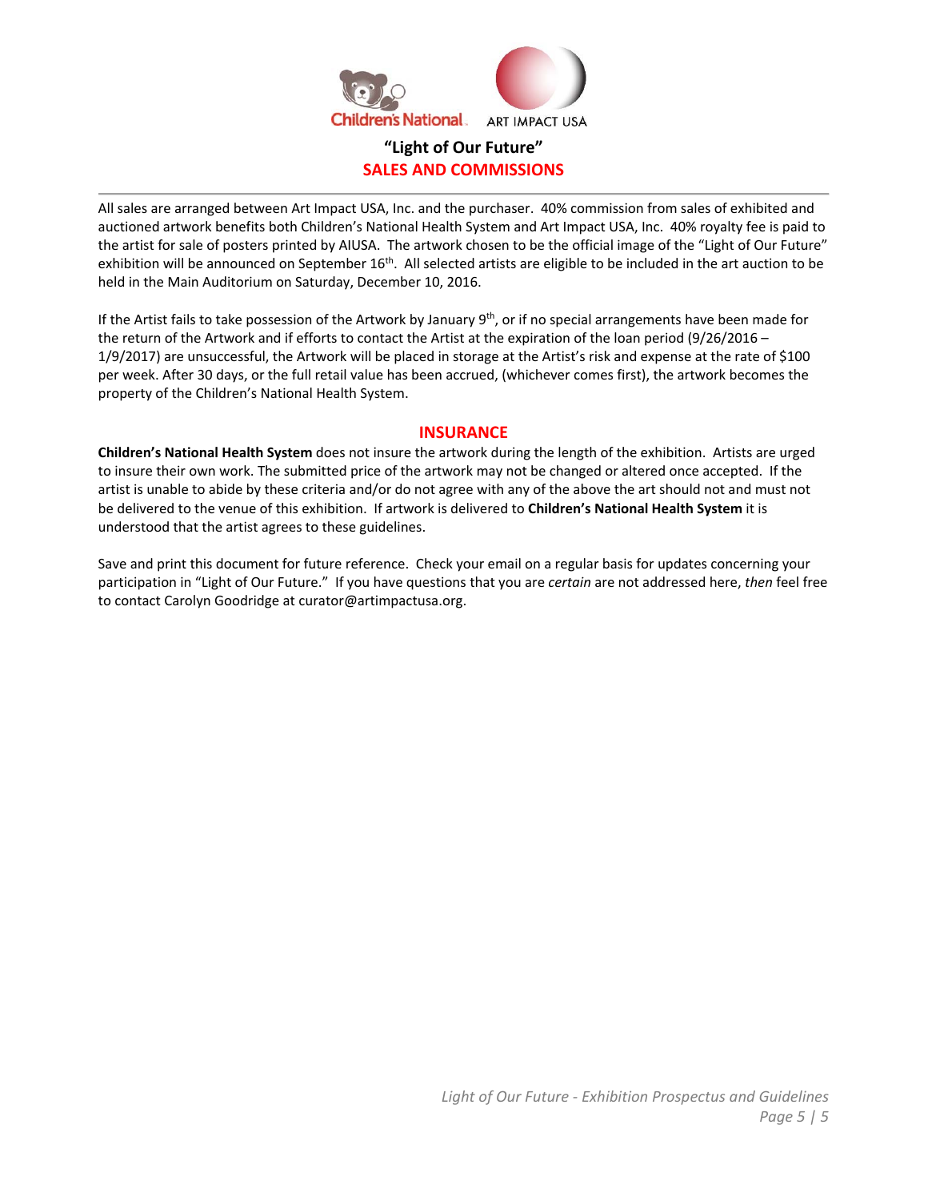Children's National ART IMPACT USA

## "Light of Our Future"

## SALES AND COMMISSIONS

All sales are arranged between Art Impact USA, Inc. and the purchaser. 40% commission from sales of exhibited and auctioned artwork benefits both Children's National Health System and Art Impact USA, Inc. 40% royalty fee is paid to the artist for sale of posters printed by AIUSA. The artwork chosen to be the official image of the "Light of Our Future" exhibition will be announced on September 16th. All selected artists are eligible to be included in the art auction to be held in the Main Auditorium on Saturday, December 10, 2016.

If the Artist fails to take possession of the Artwork by January 9th, or if no special arrangements have been made for the return of the Artwork and if efforts to contact the Artist at the expiration of the loan period (9/26/2016 – 1/9/2017) are unsuccessful, the Artwork will be placed in storage at the Artist's risk and expense at the rate of $100 per week. After 30 days, or the full retail value has been accrued, (whichever comes first), the artwork becomes the property of the Children's National Health System.

## INSURANCE

**Children's National Health System** does not insure the artwork during the length of the exhibition. Artists are urged to insure their own work. The submitted price of the artwork may not be changed or altered once accepted. If the artist is unable to abide by these criteria and/or do not agree with any of the above the art should not and must not be delivered to the venue of this exhibition. If artwork is delivered to **Children's National Health System** it is understood that the artist agrees to these guidelines.

Save and print this document for future reference. Check your email on a regular basis for updates concerning your participation in "Light of Our Future." If you have questions that you are *certain* are not addressed here, *then* feel free to contact Carolyn Goodridge at curator@artimpactusa.org.